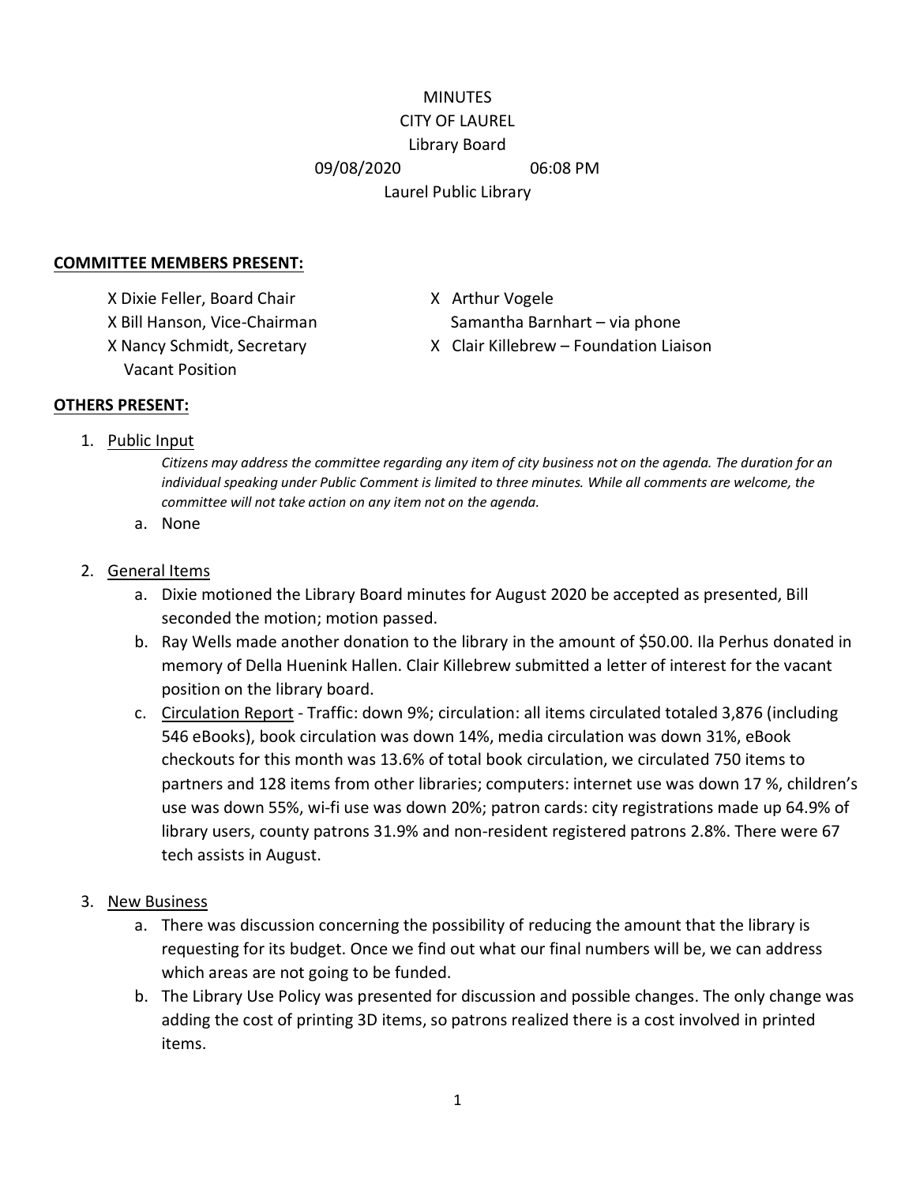MINUTES
CITY OF LAUREL
Library Board
09/08/2020 06:08 PM
Laurel Public Library

**COMMITTEE MEMBERS PRESENT:**

X Dixie Feller, Board Chair
X Bill Hanson, Vice-Chairman
X Nancy Schmidt, Secretary
Vacant Position
X Arthur Vogele
Samantha Barnhart – via phone
X Clair Killebrew – Foundation Liaison

**OTHERS PRESENT:**

1. Public Input

   *Citizens may address the committee regarding any item of city business not on the agenda. The duration for an individual speaking under Public Comment is limited to three minutes. While all comments are welcome, the committee will not take action on any item not on the agenda.*

   a. None

2. General Items

   a. Dixie motioned the Library Board minutes for August 2020 be accepted as presented, Bill seconded the motion; motion passed.
   b. Ray Wells made another donation to the library in the amount of $50.00. Ila Perhus donated in memory of Della Huenink Hallen. Clair Killebrew submitted a letter of interest for the vacant position on the library board.
   c. Circulation Report - Traffic: down 9%; circulation: all items circulated totaled 3,876 (including 546 eBooks), book circulation was down 14%, media circulation was down 31%, eBook checkouts for this month was 13.6% of total book circulation, we circulated 750 items to partners and 128 items from other libraries; computers: internet use was down 17 %, children's use was down 55%, wi-fi use was down 20%; patron cards: city registrations made up 64.9% of library users, county patrons 31.9% and non-resident registered patrons 2.8%. There were 67 tech assists in August.

3. New Business

   a. There was discussion concerning the possibility of reducing the amount that the library is requesting for its budget. Once we find out what our final numbers will be, we can address which areas are not going to be funded.
   b. The Library Use Policy was presented for discussion and possible changes. The only change was adding the cost of printing 3D items, so patrons realized there is a cost involved in printed items.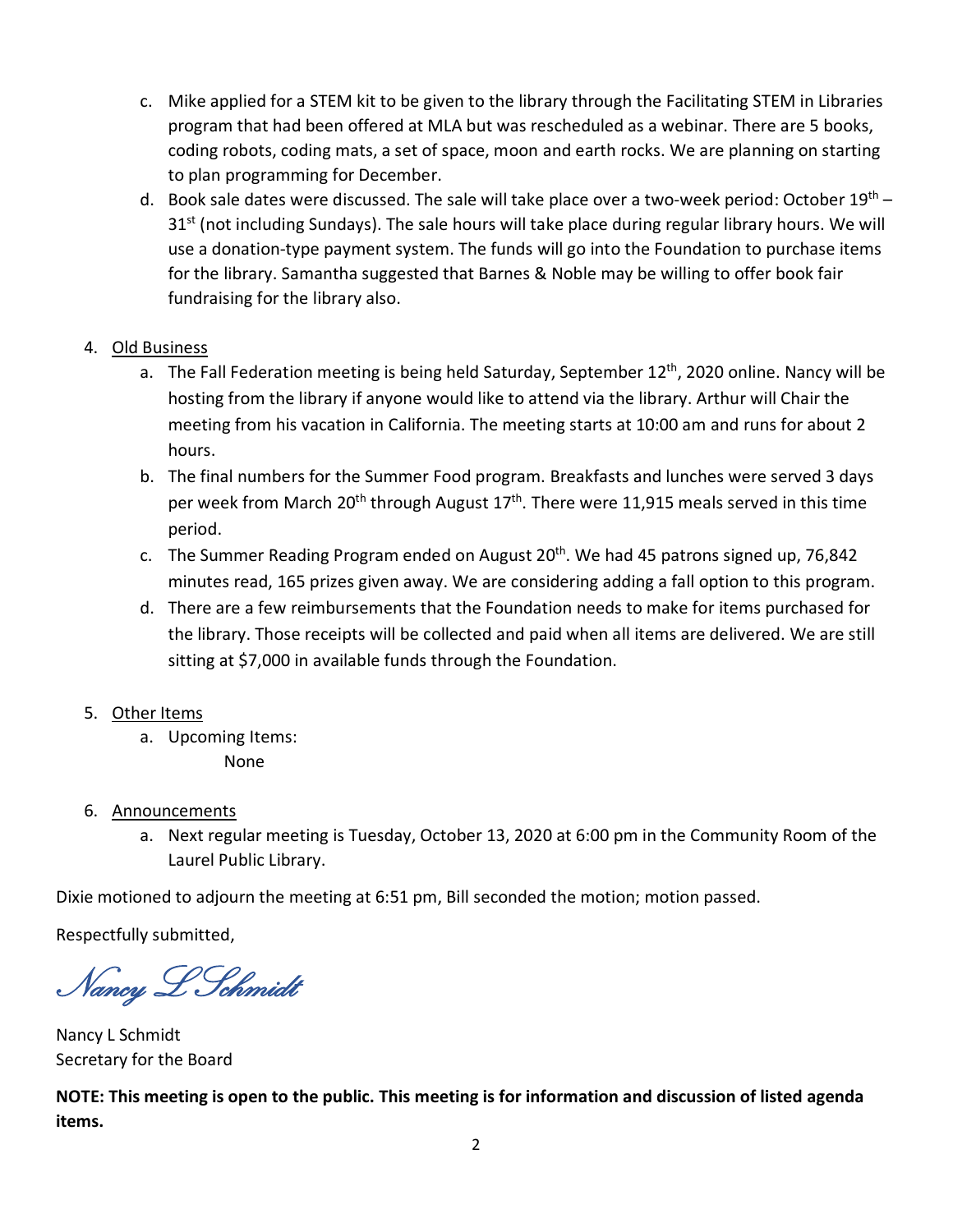c. Mike applied for a STEM kit to be given to the library through the Facilitating STEM in Libraries program that had been offered at MLA but was rescheduled as a webinar. There are 5 books, coding robots, coding mats, a set of space, moon and earth rocks. We are planning on starting to plan programming for December.
   d. Book sale dates were discussed. The sale will take place over a two-week period: October 19th – 31st (not including Sundays). The sale hours will take place during regular library hours. We will use a donation-type payment system. The funds will go into the Foundation to purchase items for the library. Samantha suggested that Barnes & Noble may be willing to offer book fair fundraising for the library also.

4. <u>Old Business</u>
   a. The Fall Federation meeting is being held Saturday, September 12th, 2020 online. Nancy will be hosting from the library if anyone would like to attend via the library. Arthur will Chair the meeting from his vacation in California. The meeting starts at 10:00 am and runs for about 2 hours.
   b. The final numbers for the Summer Food program. Breakfasts and lunches were served 3 days per week from March 20th through August 17th. There were 11,915 meals served in this time period.
   c. The Summer Reading Program ended on August 20th. We had 45 patrons signed up, 76,842 minutes read, 165 prizes given away. We are considering adding a fall option to this program.
   d. There are a few reimbursements that the Foundation needs to make for items purchased for the library. Those receipts will be collected and paid when all items are delivered. We are still sitting at $7,000 in available funds through the Foundation.

5. <u>Other Items</u>
   a. Upcoming Items:
      None

6. <u>Announcements</u>
   a. Next regular meeting is Tuesday, October 13, 2020 at 6:00 pm in the Community Room of the Laurel Public Library.

Dixie motioned to adjourn the meeting at 6:51 pm, Bill seconded the motion; motion passed.

Respectfully submitted,

*Nancy L Schmidt*

Nancy L Schmidt
Secretary for the Board

**NOTE: This meeting is open to the public. This meeting is for information and discussion of listed agenda items.**